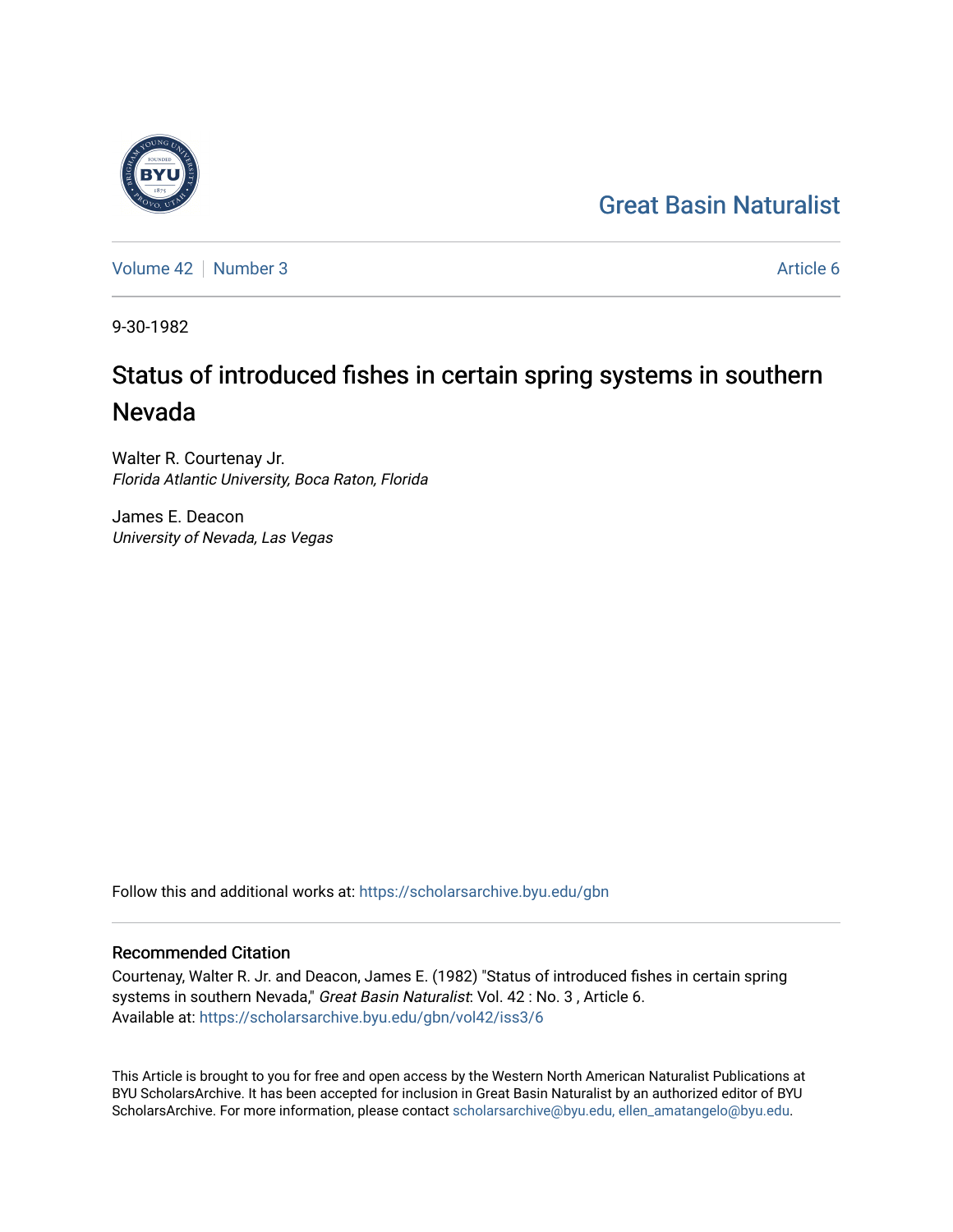Great Basin Naturalist

Volume 42 | Number 3 | Article 6

9-30-1982

# Status of introduced fishes in certain spring systems in southern Nevada

Walter R. Courtenay Jr.
*Florida Atlantic University, Boca Raton, Florida*

James E. Deacon
*University of Nevada, Las Vegas*

Follow this and additional works at: https://scholarsarchive.byu.edu/gbn

## Recommended Citation

Courtenay, Walter R. Jr. and Deacon, James E. (1982) "Status of introduced fishes in certain spring systems in southern Nevada," *Great Basin Naturalist*: Vol. 42 : No. 3 , Article 6.
Available at: https://scholarsarchive.byu.edu/gbn/vol42/iss3/6

This Article is brought to you for free and open access by the Western North American Naturalist Publications at BYU ScholarsArchive. It has been accepted for inclusion in Great Basin Naturalist by an authorized editor of BYU ScholarsArchive. For more information, please contact scholarsarchive@byu.edu, ellen_amatangelo@byu.edu.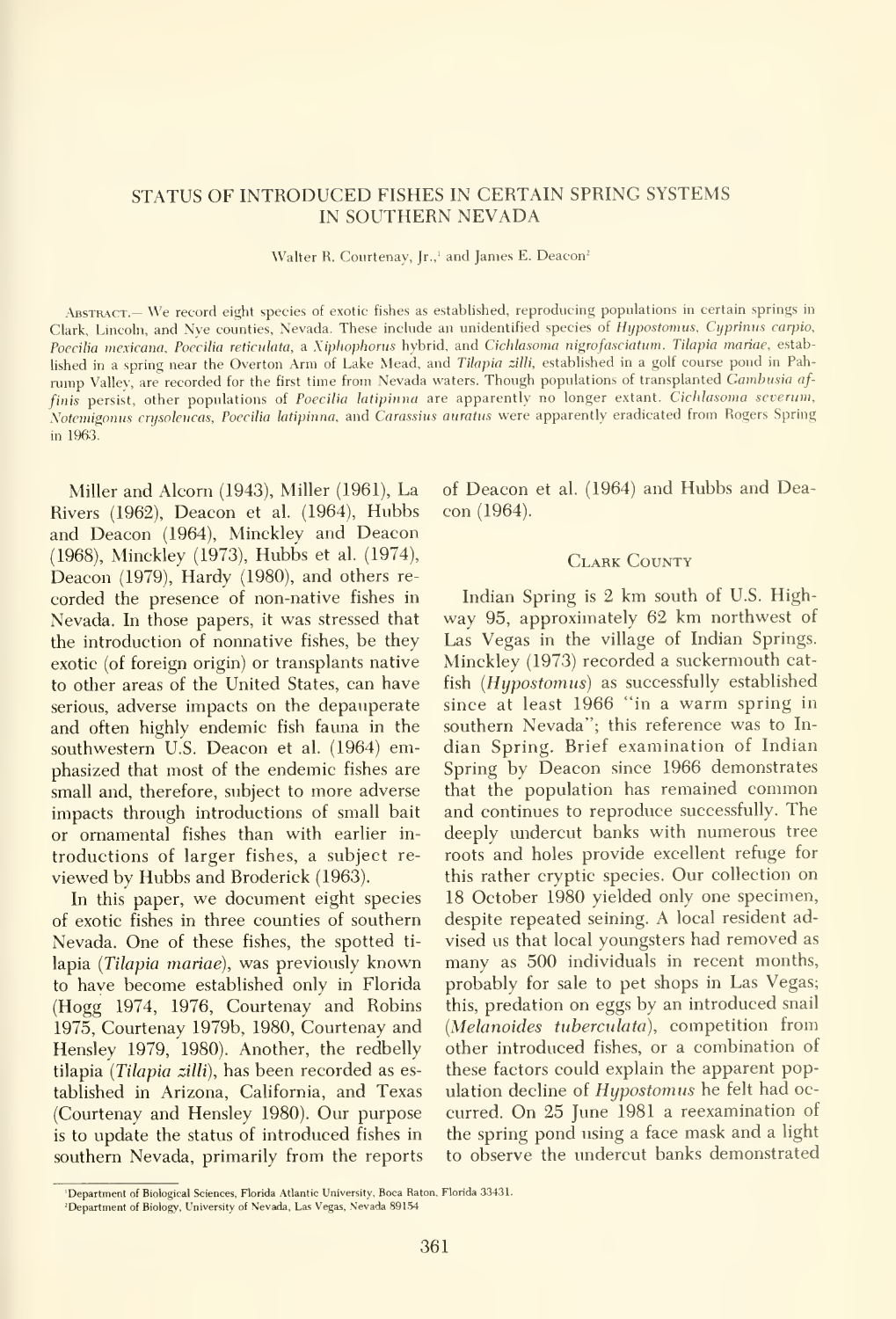# STATUS OF INTRODUCED FISHES IN CERTAIN SPRING SYSTEMS IN SOUTHERN NEVADA

Walter R. Courtenay, Jr.,[1] and James E. Deacon[2]

Abstract.— We record eight species of exotic fishes as established, reproducing populations in certain springs in Clark, Lincoln, and Nye counties, Nevada. These include an unidentified species of *Hypostomus*, *Cyprinus carpio*, *Poecilia mexicana*, *Poecilia reticulata*, a *Xiphophorus* hybrid, and *Cichlasoma nigrofasciatum*. *Tilapia mariae*, established in a spring near the Overton Arm of Lake Mead, and *Tilapia zilli*, established in a golf course pond in Pahrump Valley, are recorded for the first time from Nevada waters. Though populations of transplanted *Gambusia affinis* persist, other populations of *Poecilia latipinna* are apparently no longer extant. *Cichlasoma severum*, *Notemigonus crysoleucas*, *Poecilia latipinna*, and *Carassius auratus* were apparently eradicated from Rogers Spring in 1963.

Miller and Alcorn (1943), Miller (1961), La Rivers (1962), Deacon et al. (1964), Hubbs and Deacon (1964), Minckley and Deacon (1968), Minckley (1973), Hubbs et al. (1974), Deacon (1979), Hardy (1980), and others recorded the presence of non-native fishes in Nevada. In those papers, it was stressed that the introduction of nonnative fishes, be they exotic (of foreign origin) or transplants native to other areas of the United States, can have serious, adverse impacts on the depauperate and often highly endemic fish fauna in the southwestern U.S. Deacon et al. (1964) emphasized that most of the endemic fishes are small and, therefore, subject to more adverse impacts through introductions of small bait or ornamental fishes than with earlier introductions of larger fishes, a subject reviewed by Hubbs and Broderick (1963).

In this paper, we document eight species of exotic fishes in three counties of southern Nevada. One of these fishes, the spotted tilapia (*Tilapia mariae*), was previously known to have become established only in Florida (Hogg 1974, 1976, Courtenay and Robins 1975, Courtenay 1979b, 1980, Courtenay and Hensley 1979, 1980). Another, the redbelly tilapia (*Tilapia zilli*), has been recorded as established in Arizona, California, and Texas (Courtenay and Hensley 1980). Our purpose is to update the status of introduced fishes in southern Nevada, primarily from the reports of Deacon et al. (1964) and Hubbs and Deacon (1964).

## Clark County

Indian Spring is 2 km south of U.S. Highway 95, approximately 62 km northwest of Las Vegas in the village of Indian Springs. Minckley (1973) recorded a suckermouth catfish (*Hypostomus*) as successfully established since at least 1966 "in a warm spring in southern Nevada"; this reference was to Indian Spring. Brief examination of Indian Spring by Deacon since 1966 demonstrates that the population has remained common and continues to reproduce successfully. The deeply undercut banks with numerous tree roots and holes provide excellent refuge for this rather cryptic species. Our collection on 18 October 1980 yielded only one specimen, despite repeated seining. A local resident advised us that local youngsters had removed as many as 500 individuals in recent months, probably for sale to pet shops in Las Vegas; this, predation on eggs by an introduced snail (*Melanoides tuberculata*), competition from other introduced fishes, or a combination of these factors could explain the apparent population decline of *Hypostomus* he felt had occurred. On 25 June 1981 a reexamination of the spring pond using a face mask and a light to observe the undercut banks demonstrated

[1] Department of Biological Sciences, Florida Atlantic University, Boca Raton, Florida 33431.

[2] Department of Biology, University of Nevada, Las Vegas, Nevada 89154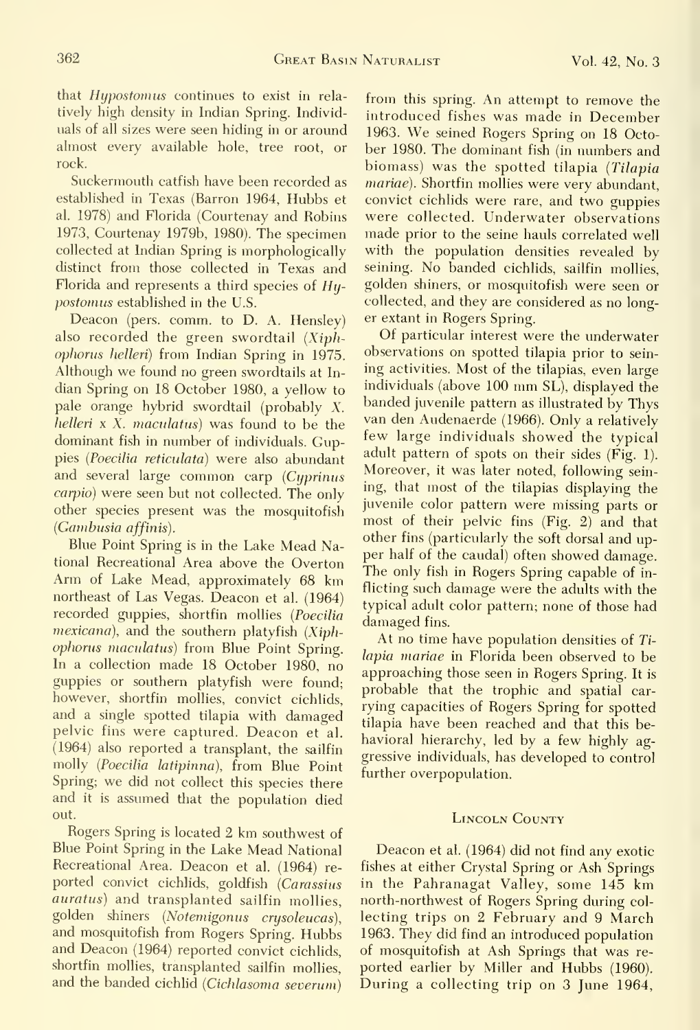that *Hypostomus* continues to exist in relatively high density in Indian Spring. Individuals of all sizes were seen hiding in or around almost every available hole, tree root, or rock.

Suckermouth catfish have been recorded as established in Texas (Barron 1964, Hubbs et al. 1978) and Florida (Courtenay and Robins 1973, Courtenay 1979b, 1980). The specimen collected at Indian Spring is morphologically distinct from those collected in Texas and Florida and represents a third species of *Hypostomus* established in the U.S.

Deacon (pers. comm. to D. A. Hensley) also recorded the green swordtail (*Xiphophorus helleri*) from Indian Spring in 1975. Although we found no green swordtails at Indian Spring on 18 October 1980, a yellow to pale orange hybrid swordtail (probably *X. helleri* x *X. maculatus*) was found to be the dominant fish in number of individuals. Guppies (*Poecilia reticulata*) were also abundant and several large common carp (*Cyprinus carpio*) were seen but not collected. The only other species present was the mosquitofish (*Gambusia affinis*).

Blue Point Spring is in the Lake Mead National Recreational Area above the Overton Arm of Lake Mead, approximately 68 km northeast of Las Vegas. Deacon et al. (1964) recorded guppies, shortfin mollies (*Poecilia mexicana*), and the southern platyfish (*Xiphophorus maculatus*) from Blue Point Spring. In a collection made 18 October 1980, no guppies or southern platyfish were found; however, shortfin mollies, convict cichlids, and a single spotted tilapia with damaged pelvic fins were captured. Deacon et al. (1964) also reported a transplant, the sailfin molly (*Poecilia latipinna*), from Blue Point Spring; we did not collect this species there and it is assumed that the population died out.

Rogers Spring is located 2 km southwest of Blue Point Spring in the Lake Mead National Recreational Area. Deacon et al. (1964) reported convict cichlids, goldfish (*Carassius auratus*) and transplanted sailfin mollies, golden shiners (*Notemigonus crysoleucas*), and mosquitofish from Rogers Spring. Hubbs and Deacon (1964) reported convict cichlids, shortfin mollies, transplanted sailfin mollies, and the banded cichlid (*Cichlasoma severum*) from this spring. An attempt to remove the introduced fishes was made in December 1963. We seined Rogers Spring on 18 October 1980. The dominant fish (in numbers and biomass) was the spotted tilapia (*Tilapia mariae*). Shortfin mollies were very abundant, convict cichlids were rare, and two guppies were collected. Underwater observations made prior to the seine hauls correlated well with the population densities revealed by seining. No banded cichlids, sailfin mollies, golden shiners, or mosquitofish were seen or collected, and they are considered as no longer extant in Rogers Spring.

Of particular interest were the underwater observations on spotted tilapia prior to seining activities. Most of the tilapias, even large individuals (above 100 mm SL), displayed the banded juvenile pattern as illustrated by Thys van den Audenaerde (1966). Only a relatively few large individuals showed the typical adult pattern of spots on their sides (Fig. 1). Moreover, it was later noted, following seining, that most of the tilapias displaying the juvenile color pattern were missing parts or most of their pelvic fins (Fig. 2) and that other fins (particularly the soft dorsal and upper half of the caudal) often showed damage. The only fish in Rogers Spring capable of inflicting such damage were the adults with the typical adult color pattern; none of those had damaged fins.

At no time have population densities of *Tilapia mariae* in Florida been observed to be approaching those seen in Rogers Spring. It is probable that the trophic and spatial carrying capacities of Rogers Spring for spotted tilapia have been reached and that this behavioral hierarchy, led by a few highly aggressive individuals, has developed to control further overpopulation.

## Lincoln County

Deacon et al. (1964) did not find any exotic fishes at either Crystal Spring or Ash Springs in the Pahranagat Valley, some 145 km north-northwest of Rogers Spring during collecting trips on 2 February and 9 March 1963. They did find an introduced population of mosquitofish at Ash Springs that was reported earlier by Miller and Hubbs (1960). During a collecting trip on 3 June 1964,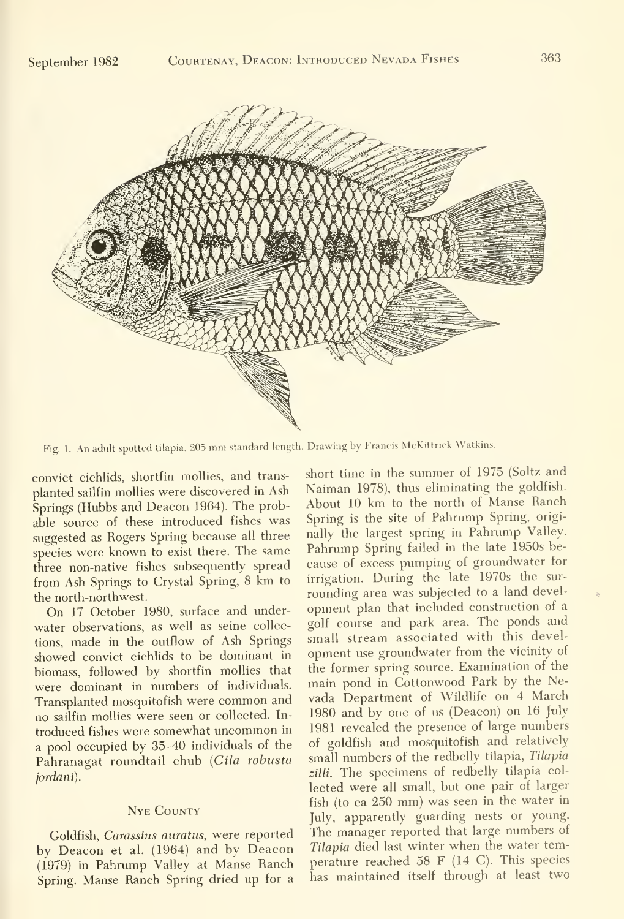Fig. 1. An adult spotted tilapia, 205 mm standard length. Drawing by Francis McKittrick Watkins.

convict cichlids, shortfin mollies, and transplanted sailfin mollies were discovered in Ash Springs (Hubbs and Deacon 1964). The probable source of these introduced fishes was suggested as Rogers Spring because all three species were known to exist there. The same three non-native fishes subsequently spread from Ash Springs to Crystal Spring, 8 km to the north-northwest.

On 17 October 1980, surface and underwater observations, as well as seine collections, made in the outflow of Ash Springs showed convict cichlids to be dominant in biomass, followed by shortfin mollies that were dominant in numbers of individuals. Transplanted mosquitofish were common and no sailfin mollies were seen or collected. Introduced fishes were somewhat uncommon in a pool occupied by 35–40 individuals of the Pahranagat roundtail chub (*Gila robusta jordani*).

## Nye County

Goldfish, *Carassius auratus*, were reported by Deacon et al. (1964) and by Deacon (1979) in Pahrump Valley at Manse Ranch Spring. Manse Ranch Spring dried up for a short time in the summer of 1975 (Soltz and Naiman 1978), thus eliminating the goldfish. About 10 km to the north of Manse Ranch Spring is the site of Pahrump Spring, originally the largest spring in Pahrump Valley. Pahrump Spring failed in the late 1950s because of excess pumping of groundwater for irrigation. During the late 1970s the surrounding area was subjected to a land development plan that included construction of a golf course and park area. The ponds and small stream associated with this development use groundwater from the vicinity of the former spring source. Examination of the main pond in Cottonwood Park by the Nevada Department of Wildlife on 4 March 1980 and by one of us (Deacon) on 16 July 1981 revealed the presence of large numbers of goldfish and mosquitofish and relatively small numbers of the redbelly tilapia, *Tilapia zilli*. The specimens of redbelly tilapia collected were all small, but one pair of larger fish (to ca 250 mm) was seen in the water in July, apparently guarding nests or young. The manager reported that large numbers of *Tilapia* died last winter when the water temperature reached 58 F (14 C). This species has maintained itself through at least two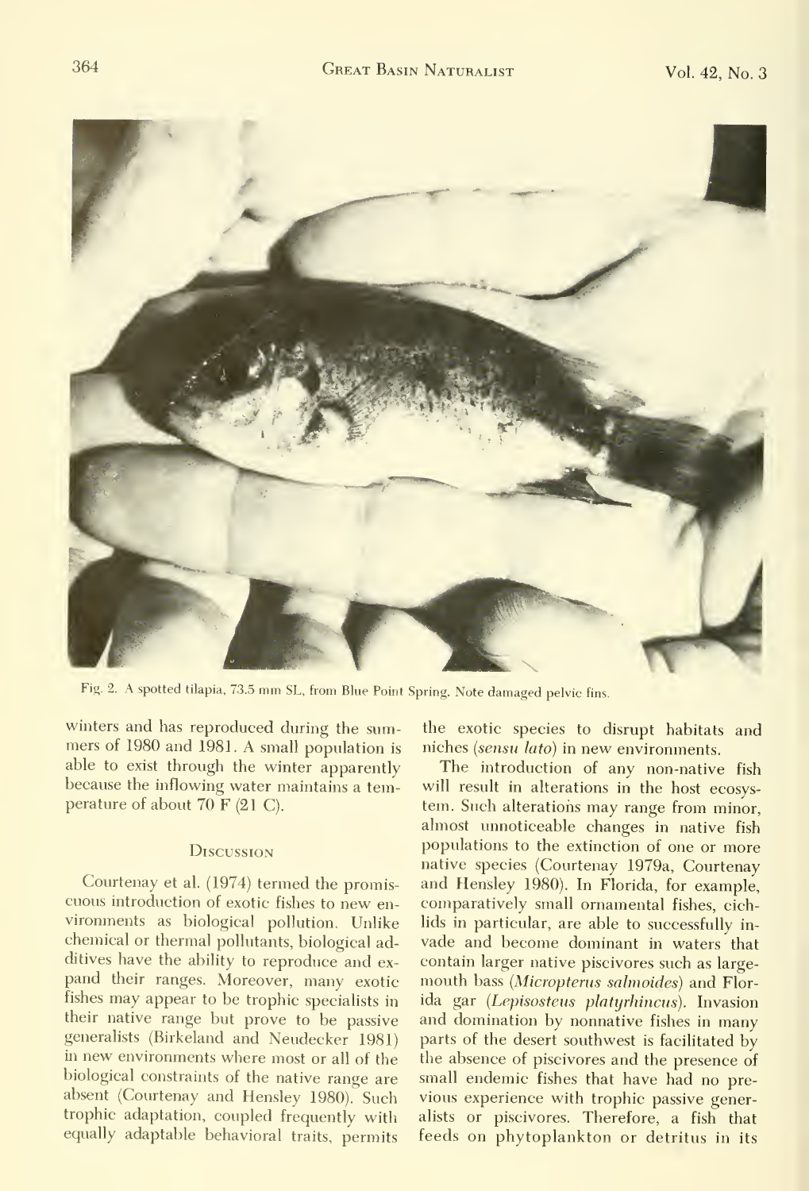Fig. 2. A spotted tilapia, 73.5 mm SL, from Blue Point Spring. Note damaged pelvic fins.

winters and has reproduced during the summers of 1980 and 1981. A small population is able to exist through the winter apparently because the inflowing water maintains a temperature of about 70 F (21 C).

## Discussion

Courtenay et al. (1974) termed the promiscuous introduction of exotic fishes to new environments as biological pollution. Unlike chemical or thermal pollutants, biological additives have the ability to reproduce and expand their ranges. Moreover, many exotic fishes may appear to be trophic specialists in their native range but prove to be passive generalists (Birkeland and Neudecker 1981) in new environments where most or all of the biological constraints of the native range are absent (Courtenay and Hensley 1980). Such trophic adaptation, coupled frequently with equally adaptable behavioral traits, permits the exotic species to disrupt habitats and niches (*sensu lato*) in new environments.

The introduction of any non-native fish will result in alterations in the host ecosystem. Such alterations may range from minor, almost unnoticeable changes in native fish populations to the extinction of one or more native species (Courtenay 1979a, Courtenay and Hensley 1980). In Florida, for example, comparatively small ornamental fishes, cichlids in particular, are able to successfully invade and become dominant in waters that contain larger native piscivores such as largemouth bass (*Micropterus salmoides*) and Florida gar (*Lepisosteus platyrhincus*). Invasion and domination by nonnative fishes in many parts of the desert southwest is facilitated by the absence of piscivores and the presence of small endemic fishes that have had no previous experience with trophic passive generalists or piscivores. Therefore, a fish that feeds on phytoplankton or detritus in its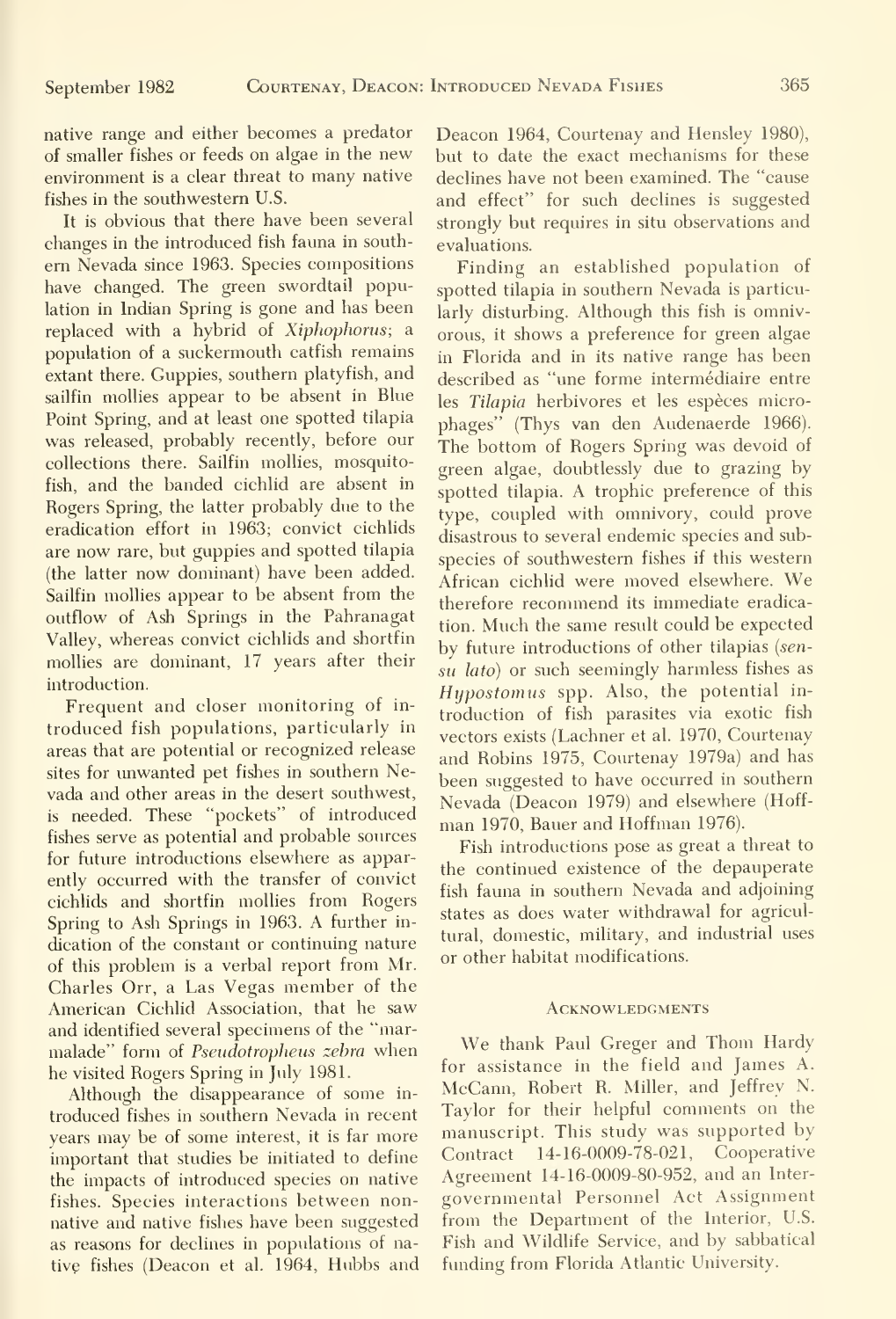native range and either becomes a predator of smaller fishes or feeds on algae in the new environment is a clear threat to many native fishes in the southwestern U.S.

It is obvious that there have been several changes in the introduced fish fauna in southern Nevada since 1963. Species compositions have changed. The green swordtail population in Indian Spring is gone and has been replaced with a hybrid of *Xiphophorus*; a population of a suckermouth catfish remains extant there. Guppies, southern platyfish, and sailfin mollies appear to be absent in Blue Point Spring, and at least one spotted tilapia was released, probably recently, before our collections there. Sailfin mollies, mosquitofish, and the banded cichlid are absent in Rogers Spring, the latter probably due to the eradication effort in 1963; convict cichlids are now rare, but guppies and spotted tilapia (the latter now dominant) have been added. Sailfin mollies appear to be absent from the outflow of Ash Springs in the Pahranagat Valley, whereas convict cichlids and shortfin mollies are dominant, 17 years after their introduction.

Frequent and closer monitoring of introduced fish populations, particularly in areas that are potential or recognized release sites for unwanted pet fishes in southern Nevada and other areas in the desert southwest, is needed. These "pockets" of introduced fishes serve as potential and probable sources for future introductions elsewhere as apparently occurred with the transfer of convict cichlids and shortfin mollies from Rogers Spring to Ash Springs in 1963. A further indication of the constant or continuing nature of this problem is a verbal report from Mr. Charles Orr, a Las Vegas member of the American Cichlid Association, that he saw and identified several specimens of the "marmalade" form of *Pseudotropheus zebra* when he visited Rogers Spring in July 1981.

Although the disappearance of some introduced fishes in southern Nevada in recent years may be of some interest, it is far more important that studies be initiated to define the impacts of introduced species on native fishes. Species interactions between nonnative and native fishes have been suggested as reasons for declines in populations of native fishes (Deacon et al. 1964, Hubbs and Deacon 1964, Courtenay and Hensley 1980), but to date the exact mechanisms for these declines have not been examined. The "cause and effect" for such declines is suggested strongly but requires in situ observations and evaluations.

Finding an established population of spotted tilapia in southern Nevada is particularly disturbing. Although this fish is omnivorous, it shows a preference for green algae in Florida and in its native range has been described as "une forme intermédiaire entre les *Tilapia* herbivores et les espèces microphages" (Thys van den Audenaerde 1966). The bottom of Rogers Spring was devoid of green algae, doubtlessly due to grazing by spotted tilapia. A trophic preference of this type, coupled with omnivory, could prove disastrous to several endemic species and subspecies of southwestern fishes if this western African cichlid were moved elsewhere. We therefore recommend its immediate eradication. Much the same result could be expected by future introductions of other tilapias (*sensu lato*) or such seemingly harmless fishes as *Hypostomus* spp. Also, the potential introduction of fish parasites via exotic fish vectors exists (Lachner et al. 1970, Courtenay and Robins 1975, Courtenay 1979a) and has been suggested to have occurred in southern Nevada (Deacon 1979) and elsewhere (Hoffman 1970, Bauer and Hoffman 1976).

Fish introductions pose as great a threat to the continued existence of the depauperate fish fauna in southern Nevada and adjoining states as does water withdrawal for agricultural, domestic, military, and industrial uses or other habitat modifications.

## Acknowledgments

We thank Paul Greger and Thom Hardy for assistance in the field and James A. McCann, Robert R. Miller, and Jeffrey N. Taylor for their helpful comments on the manuscript. This study was supported by Contract 14-16-0009-78-021, Cooperative Agreement 14-16-0009-80-952, and an Intergovernmental Personnel Act Assignment from the Department of the Interior, U.S. Fish and Wildlife Service, and by sabbatical funding from Florida Atlantic University.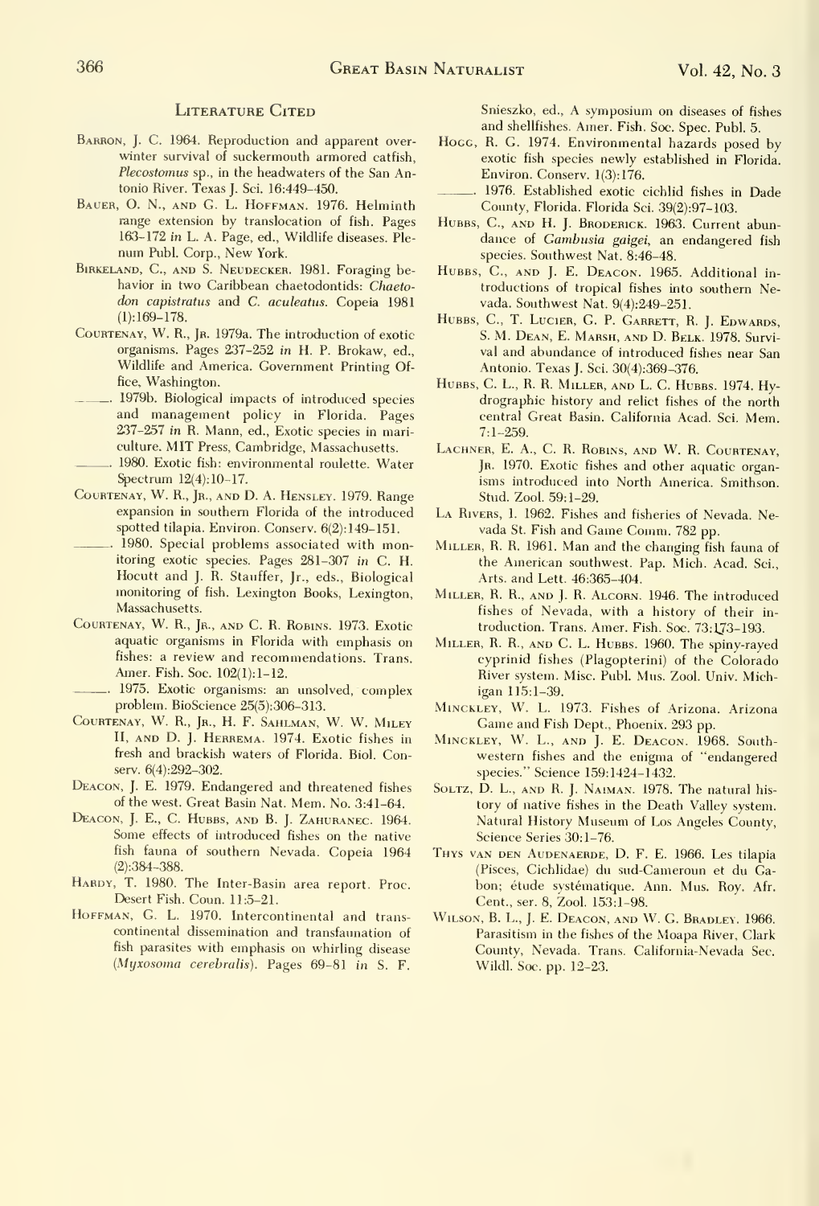## Literature Cited

Barron, J. C. 1964. Reproduction and apparent overwinter survival of suckermouth armored catfish, *Plecostomus* sp., in the headwaters of the San Antonio River. Texas J. Sci. 16:449–450.

Bauer, O. N., and G. L. Hoffman. 1976. Helminth range extension by translocation of fish. Pages 163–172 *in* L. A. Page, ed., Wildlife diseases. Plenum Publ. Corp., New York.

Birkeland, C., and S. Neudecker. 1981. Foraging behavior in two Caribbean chaetodontids: *Chaetodon capistratus* and *C. aculeatus*. Copeia 1981 (1):169–178.

Courtenay, W. R., Jr. 1979a. The introduction of exotic organisms. Pages 237–252 *in* H. P. Brokaw, ed., Wildlife and America. Government Printing Office, Washington.

———. 1979b. Biological impacts of introduced species and management policy in Florida. Pages 237–257 *in* R. Mann, ed., Exotic species in mariculture. MIT Press, Cambridge, Massachusetts.

———. 1980. Exotic fish: environmental roulette. Water Spectrum 12(4):10–17.

Courtenay, W. R., Jr., and D. A. Hensley. 1979. Range expansion in southern Florida of the introduced spotted tilapia. Environ. Conserv. 6(2):149–151.

———. 1980. Special problems associated with monitoring exotic species. Pages 281–307 *in* C. H. Hocutt and J. R. Stauffer, Jr., eds., Biological monitoring of fish. Lexington Books, Lexington, Massachusetts.

Courtenay, W. R., Jr., and C. R. Robins. 1973. Exotic aquatic organisms in Florida with emphasis on fishes: a review and recommendations. Trans. Amer. Fish. Soc. 102(1):1–12.

———. 1975. Exotic organisms: an unsolved, complex problem. BioScience 25(5):306–313.

Courtenay, W. R., Jr., H. F. Sahlman, W. W. Miley II, and D. J. Herrema. 1974. Exotic fishes in fresh and brackish waters of Florida. Biol. Conserv. 6(4):292–302.

Deacon, J. E. 1979. Endangered and threatened fishes of the west. Great Basin Nat. Mem. No. 3:41–64.

Deacon, J. E., C. Hubbs, and B. J. Zahuranec. 1964. Some effects of introduced fishes on the native fish fauna of southern Nevada. Copeia 1964 (2):384–388.

Hardy, T. 1980. The Inter-Basin area report. Proc. Desert Fish. Coun. 11:5–21.

Hoffman, G. L. 1970. Intercontinental and transcontinental dissemination and transfaunation of fish parasites with emphasis on whirling disease (*Myxosoma cerebralis*). Pages 69–81 *in* S. F. Snieszko, ed., A symposium on diseases of fishes and shellfishes. Amer. Fish. Soc. Spec. Publ. 5.

Hogg, R. G. 1974. Environmental hazards posed by exotic fish species newly established in Florida. Environ. Conserv. 1(3):176.

———. 1976. Established exotic cichlid fishes in Dade County, Florida. Florida Sci. 39(2):97–103.

Hubbs, C., and H. J. Broderick. 1963. Current abundance of *Gambusia gaigei*, an endangered fish species. Southwest Nat. 8:46–48.

Hubbs, C., and J. E. Deacon. 1965. Additional introductions of tropical fishes into southern Nevada. Southwest Nat. 9(4):249–251.

Hubbs, C., T. Lucier, G. P. Garrett, R. J. Edwards, S. M. Dean, E. Marsh, and D. Belk. 1978. Survival and abundance of introduced fishes near San Antonio. Texas J. Sci. 30(4):369–376.

Hubbs, C. L., R. R. Miller, and L. C. Hubbs. 1974. Hydrographic history and relict fishes of the north central Great Basin. California Acad. Sci. Mem. 7:1–259.

Lachner, E. A., C. R. Robins, and W. R. Courtenay, Jr. 1970. Exotic fishes and other aquatic organisms introduced into North America. Smithson. Stud. Zool. 59:1–29.

La Rivers, I. 1962. Fishes and fisheries of Nevada. Nevada St. Fish and Game Comm. 782 pp.

Miller, R. R. 1961. Man and the changing fish fauna of the American southwest. Pap. Mich. Acad. Sci., Arts. and Lett. 46:365–404.

Miller, R. R., and J. R. Alcorn. 1946. The introduced fishes of Nevada, with a history of their introduction. Trans. Amer. Fish. Soc. 73:173–193.

Miller, R. R., and C. L. Hubbs. 1960. The spiny-rayed cyprinid fishes (Plagopterini) of the Colorado River system. Misc. Publ. Mus. Zool. Univ. Michigan 115:1–39.

Minckley, W. L. 1973. Fishes of Arizona. Arizona Game and Fish Dept., Phoenix. 293 pp.

Minckley, W. L., and J. E. Deacon. 1968. Southwestern fishes and the enigma of "endangered species." Science 159:1424–1432.

Soltz, D. L., and R. J. Naiman. 1978. The natural history of native fishes in the Death Valley system. Natural History Museum of Los Angeles County, Science Series 30:1–76.

Thys van den Audenaerde, D. F. E. 1966. Les tilapia (Pisces, Cichlidae) du sud-Cameroun et du Gabon; étude systématique. Ann. Mus. Roy. Afr. Cent., ser. 8, Zool. 153:1–98.

Wilson, B. L., J. E. Deacon, and W. G. Bradley. 1966. Parasitism in the fishes of the Moapa River, Clark County, Nevada. Trans. California-Nevada Sec. Wildl. Soc. pp. 12–23.